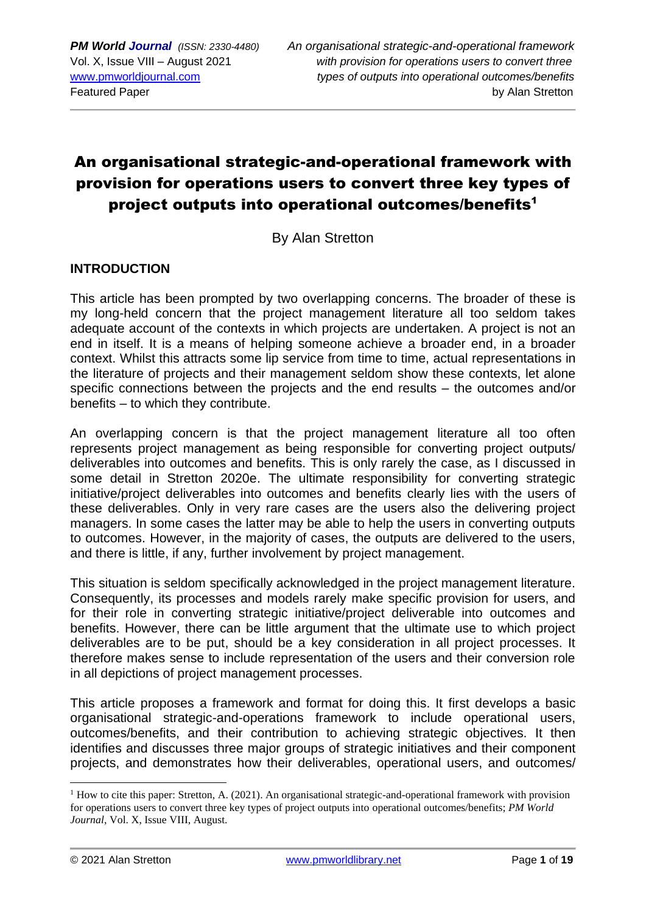# An organisational strategic-and-operational framework with provision for operations users to convert three key types of project outputs into operational outcomes/benefits[1]

By Alan Stretton

## INTRODUCTION

This article has been prompted by two overlapping concerns. The broader of these is my long-held concern that the project management literature all too seldom takes adequate account of the contexts in which projects are undertaken. A project is not an end in itself. It is a means of helping someone achieve a broader end, in a broader context. Whilst this attracts some lip service from time to time, actual representations in the literature of projects and their management seldom show these contexts, let alone specific connections between the projects and the end results – the outcomes and/or benefits – to which they contribute.

An overlapping concern is that the project management literature all too often represents project management as being responsible for converting project outputs/ deliverables into outcomes and benefits. This is only rarely the case, as I discussed in some detail in Stretton 2020e. The ultimate responsibility for converting strategic initiative/project deliverables into outcomes and benefits clearly lies with the users of these deliverables. Only in very rare cases are the users also the delivering project managers. In some cases the latter may be able to help the users in converting outputs to outcomes. However, in the majority of cases, the outputs are delivered to the users, and there is little, if any, further involvement by project management.

This situation is seldom specifically acknowledged in the project management literature. Consequently, its processes and models rarely make specific provision for users, and for their role in converting strategic initiative/project deliverable into outcomes and benefits. However, there can be little argument that the ultimate use to which project deliverables are to be put, should be a key consideration in all project processes. It therefore makes sense to include representation of the users and their conversion role in all depictions of project management processes.

This article proposes a framework and format for doing this. It first develops a basic organisational strategic-and-operations framework to include operational users, outcomes/benefits, and their contribution to achieving strategic objectives. It then identifies and discusses three major groups of strategic initiatives and their component projects, and demonstrates how their deliverables, operational users, and outcomes/

---

[1] How to cite this paper: Stretton, A. (2021). An organisational strategic-and-operational framework with provision for operations users to convert three key types of project outputs into operational outcomes/benefits; *PM World Journal*, Vol. X, Issue VIII, August.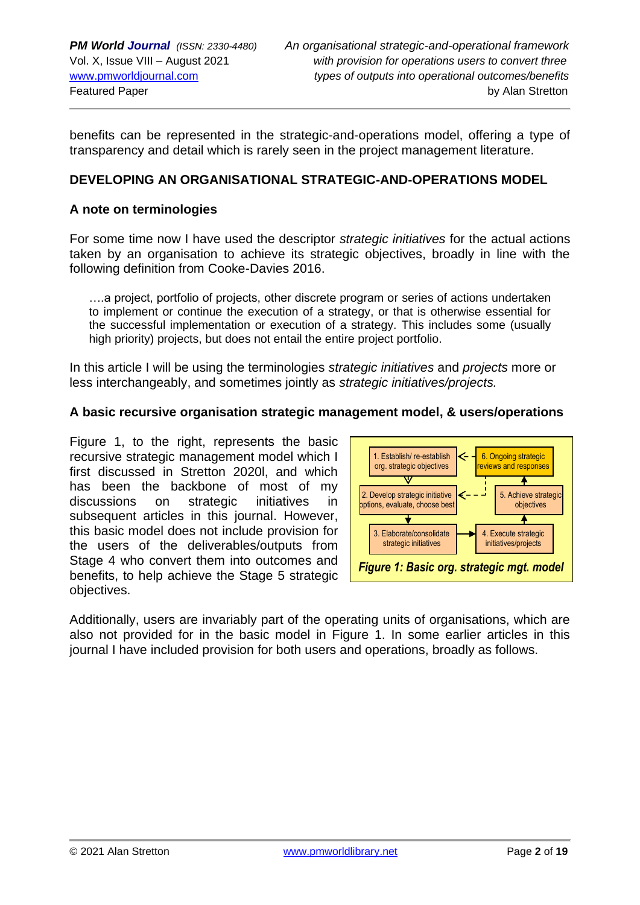benefits can be represented in the strategic-and-operations model, offering a type of transparency and detail which is rarely seen in the project management literature.

## DEVELOPING AN ORGANISATIONAL STRATEGIC-AND-OPERATIONS MODEL

### A note on terminologies

For some time now I have used the descriptor *strategic initiatives* for the actual actions taken by an organisation to achieve its strategic objectives, broadly in line with the following definition from Cooke-Davies 2016.

> ….a project, portfolio of projects, other discrete program or series of actions undertaken to implement or continue the execution of a strategy, or that is otherwise essential for the successful implementation or execution of a strategy. This includes some (usually high priority) projects, but does not entail the entire project portfolio.

In this article I will be using the terminologies *strategic initiatives* and *projects* more or less interchangeably, and sometimes jointly as *strategic initiatives/projects.*

### A basic recursive organisation strategic management model, & users/operations

Figure 1, to the right, represents the basic recursive strategic management model which I first discussed in Stretton 2020l, and which has been the backbone of most of my discussions on strategic initiatives in subsequent articles in this journal. However, this basic model does not include provision for the users of the deliverables/outputs from Stage 4 who convert them into outcomes and benefits, to help achieve the Stage 5 strategic objectives.

1. Establish/ re-establish org. strategic objectives
2. Develop strategic initiative options, evaluate, choose best
3. Elaborate/consolidate strategic initiatives
4. Execute strategic initiatives/projects
5. Achieve strategic objectives
6. Ongoing strategic reviews and responses

*Figure 1: Basic org. strategic mgt. model*

Additionally, users are invariably part of the operating units of organisations, which are also not provided for in the basic model in Figure 1. In some earlier articles in this journal I have included provision for both users and operations, broadly as follows.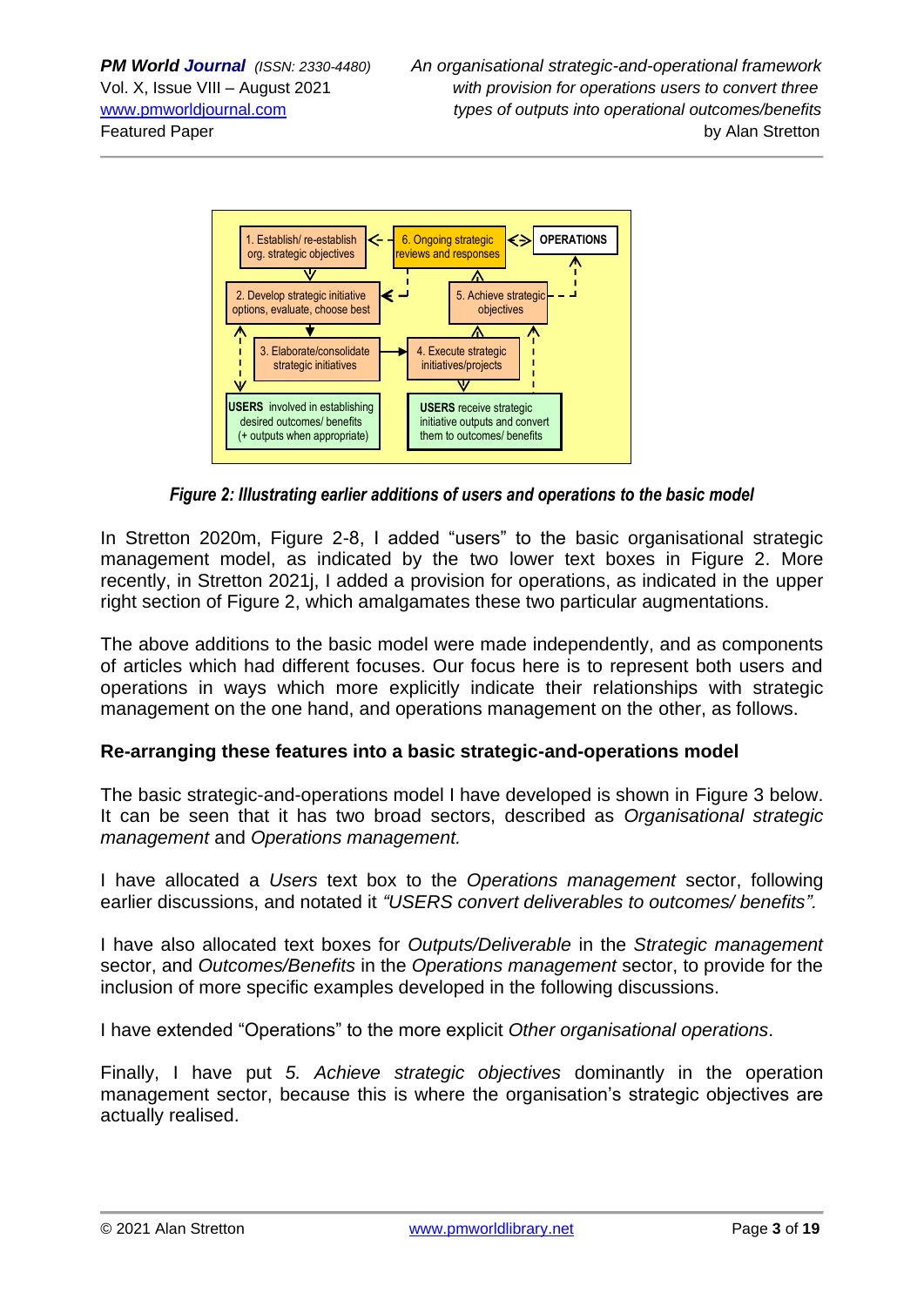Figure 2: Illustrating earlier additions of users and operations to the basic model

In Stretton 2020m, Figure 2-8, I added "users" to the basic organisational strategic management model, as indicated by the two lower text boxes in Figure 2. More recently, in Stretton 2021j, I added a provision for operations, as indicated in the upper right section of Figure 2, which amalgamates these two particular augmentations.

The above additions to the basic model were made independently, and as components of articles which had different focuses. Our focus here is to represent both users and operations in ways which more explicitly indicate their relationships with strategic management on the one hand, and operations management on the other, as follows.

**Re-arranging these features into a basic strategic-and-operations model**

The basic strategic-and-operations model I have developed is shown in Figure 3 below. It can be seen that it has two broad sectors, described as *Organisational strategic management* and *Operations management.*

I have allocated a *Users* text box to the *Operations management* sector, following earlier discussions, and notated it *"USERS convert deliverables to outcomes/ benefits".*

I have also allocated text boxes for *Outputs/Deliverable* in the *Strategic management* sector, and *Outcomes/Benefits* in the *Operations management* sector, to provide for the inclusion of more specific examples developed in the following discussions.

I have extended "Operations" to the more explicit *Other organisational operations*.

Finally, I have put *5. Achieve strategic objectives* dominantly in the operation management sector, because this is where the organisation's strategic objectives are actually realised.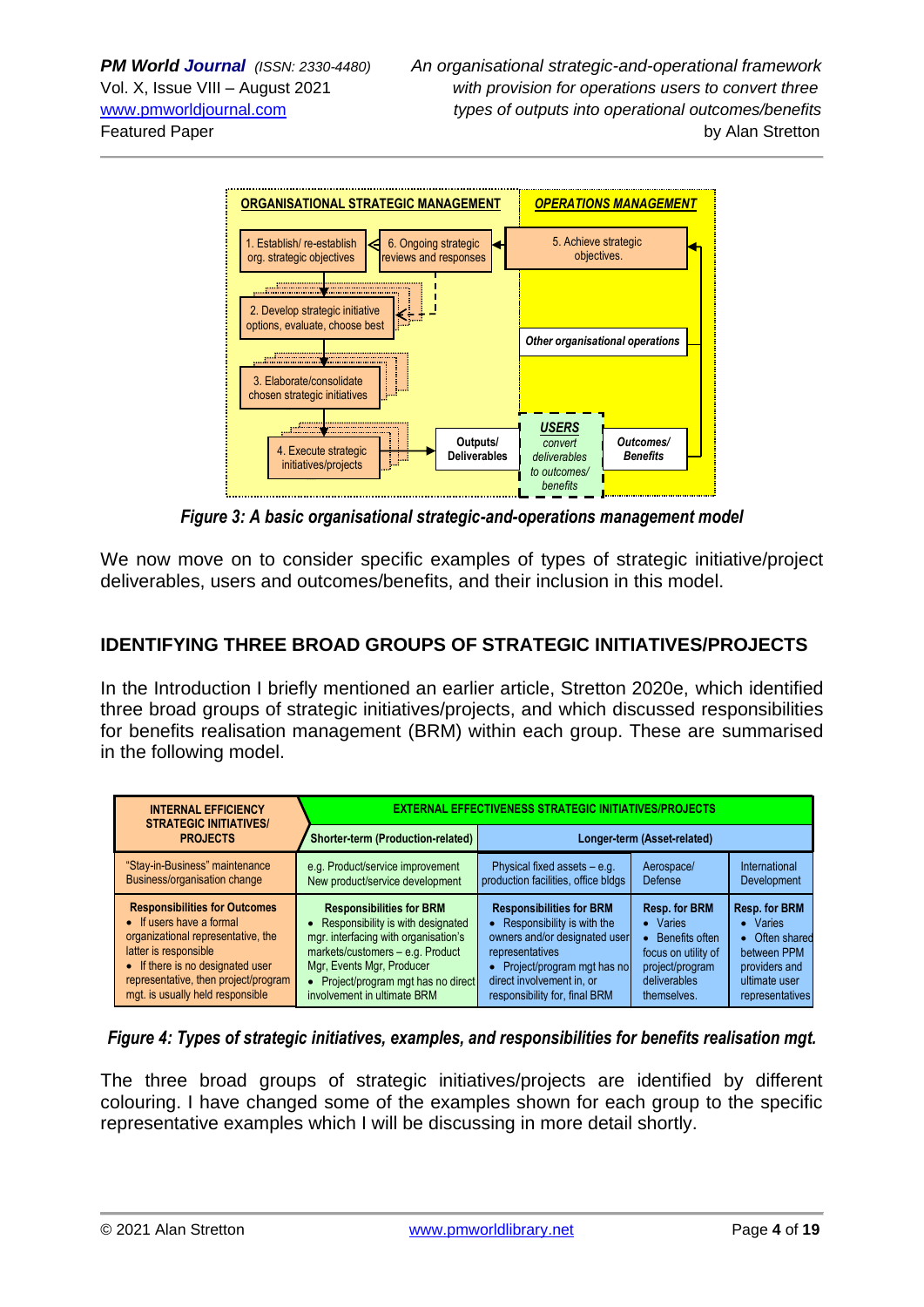**ORGANISATIONAL STRATEGIC MANAGEMENT** | ***OPERATIONS MANAGEMENT***

1. Establish/ re-establish org. strategic objectives
2. Develop strategic initiative options, evaluate, choose best
3. Elaborate/consolidate chosen strategic initiatives
4. Execute strategic initiatives/projects
5. Achieve strategic objectives.
6. Ongoing strategic reviews and responses

*Other organisational operations*

**Outputs/ Deliverables** → ***USERS*** *convert deliverables to outcomes/ benefits* → ***Outcomes/ Benefits***

***Figure 3: A basic organisational strategic-and-operations management model***

We now move on to consider specific examples of types of strategic initiative/project deliverables, users and outcomes/benefits, and their inclusion in this model.

## IDENTIFYING THREE BROAD GROUPS OF STRATEGIC INITIATIVES/PROJECTS

In the Introduction I briefly mentioned an earlier article, Stretton 2020e, which identified three broad groups of strategic initiatives/projects, and which discussed responsibilities for benefits realisation management (BRM) within each group. These are summarised in the following model.

| **INTERNAL EFFICIENCY STRATEGIC INITIATIVES/ PROJECTS** | **EXTERNAL EFFECTIVENESS STRATEGIC INITIATIVES/PROJECTS** | | | |
|---|---|---|---|---|
| | **Shorter-term (Production-related)** | **Longer-term (Asset-related)** | | |
| "Stay-in-Business" maintenance Business/organisation change | e.g. Product/service improvement New product/service development | Physical fixed assets – e.g. production facilities, office bldgs | Aerospace/ Defense | International Development |
| **Responsibilities for Outcomes** • If users have a formal organizational representative, the latter is responsible • If there is no designated user representative, then project/program mgt. is usually held responsible | **Responsibilities for BRM** • Responsibility is with designated mgr. interfacing with organisation's markets/customers – e.g. Product Mgr, Events Mgr, Producer • Project/program mgt has no direct involvement in ultimate BRM | **Responsibilities for BRM** • Responsibility is with the owners and/or designated user representatives • Project/program mgt has no direct involvement in, or responsibility for, final BRM | **Resp. for BRM** • Varies • Benefits often focus on utility of project/program deliverables themselves. | **Resp. for BRM** • Varies • Often shared between PPM providers and ultimate user representatives |

***Figure 4: Types of strategic initiatives, examples, and responsibilities for benefits realisation mgt.***

The three broad groups of strategic initiatives/projects are identified by different colouring. I have changed some of the examples shown for each group to the specific representative examples which I will be discussing in more detail shortly.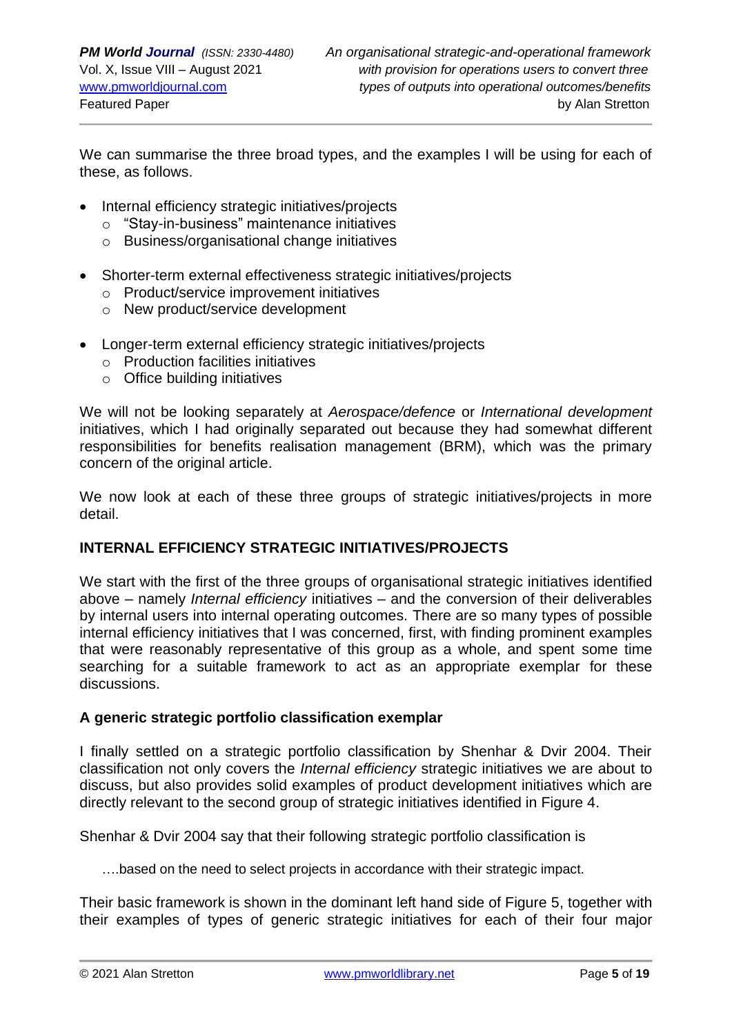We can summarise the three broad types, and the examples I will be using for each of these, as follows.

- Internal efficiency strategic initiatives/projects
  - "Stay-in-business" maintenance initiatives
  - Business/organisational change initiatives
- Shorter-term external effectiveness strategic initiatives/projects
  - Product/service improvement initiatives
  - New product/service development
- Longer-term external efficiency strategic initiatives/projects
  - Production facilities initiatives
  - Office building initiatives

We will not be looking separately at *Aerospace/defence* or *International development* initiatives, which I had originally separated out because they had somewhat different responsibilities for benefits realisation management (BRM), which was the primary concern of the original article.

We now look at each of these three groups of strategic initiatives/projects in more detail.

## INTERNAL EFFICIENCY STRATEGIC INITIATIVES/PROJECTS

We start with the first of the three groups of organisational strategic initiatives identified above – namely *Internal efficiency* initiatives – and the conversion of their deliverables by internal users into internal operating outcomes. There are so many types of possible internal efficiency initiatives that I was concerned, first, with finding prominent examples that were reasonably representative of this group as a whole, and spent some time searching for a suitable framework to act as an appropriate exemplar for these discussions.

### A generic strategic portfolio classification exemplar

I finally settled on a strategic portfolio classification by Shenhar & Dvir 2004. Their classification not only covers the *Internal efficiency* strategic initiatives we are about to discuss, but also provides solid examples of product development initiatives which are directly relevant to the second group of strategic initiatives identified in Figure 4.

Shenhar & Dvir 2004 say that their following strategic portfolio classification is

> ….based on the need to select projects in accordance with their strategic impact.

Their basic framework is shown in the dominant left hand side of Figure 5, together with their examples of types of generic strategic initiatives for each of their four major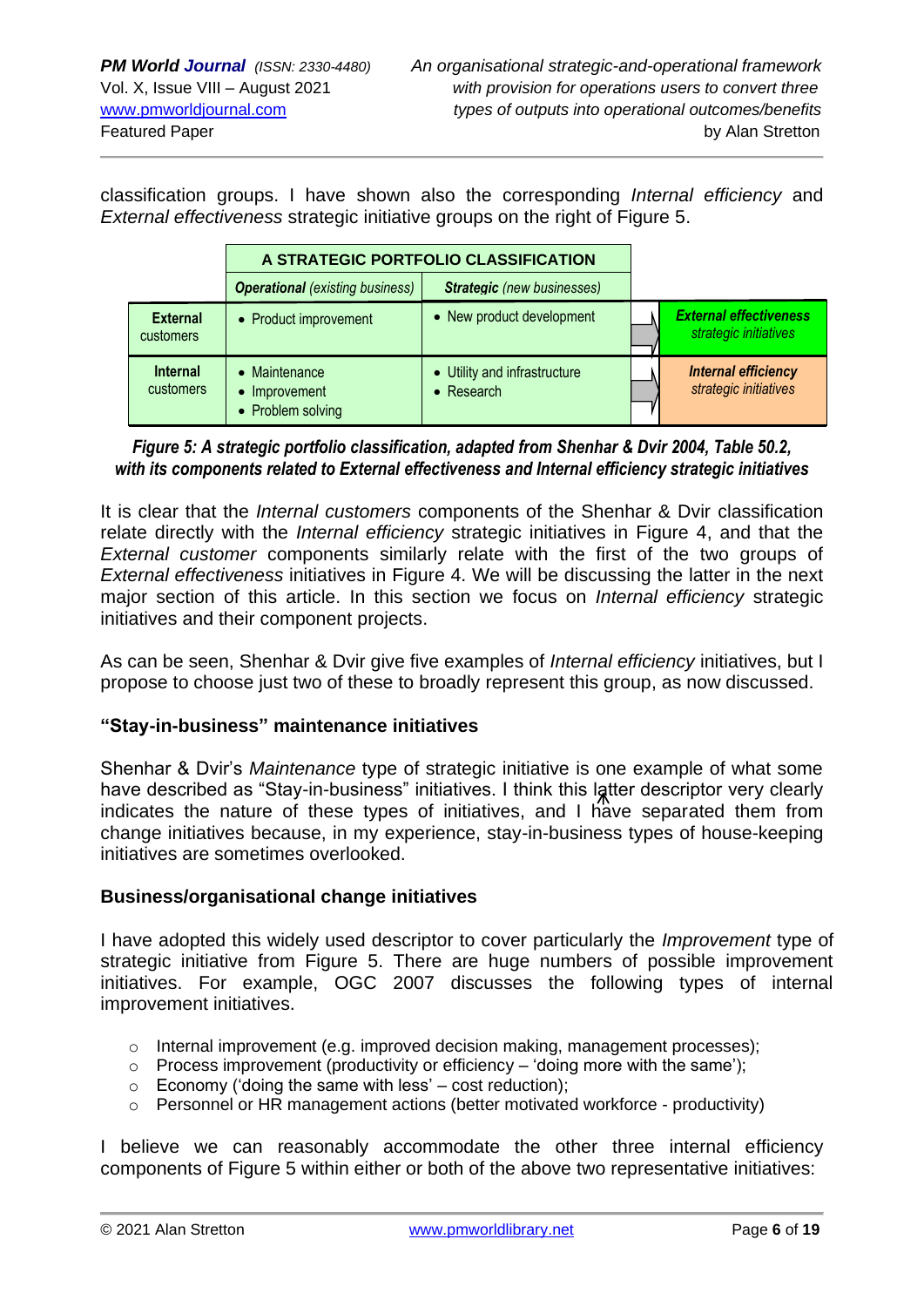classification groups. I have shown also the corresponding *Internal efficiency* and *External effectiveness* strategic initiative groups on the right of Figure 5.

| | A STRATEGIC PORTFOLIO CLASSIFICATION | | |
|---|---|---|---|
| | ***Operational*** *(existing business)* | ***Strategic*** *(new businesses)* | |
| **External** customers | • Product improvement | • New product development | ***External effectiveness*** *strategic initiatives* |
| **Internal** customers | • Maintenance<br>• Improvement<br>• Problem solving | • Utility and infrastructure<br>• Research | ***Internal efficiency*** *strategic initiatives* |

***Figure 5: A strategic portfolio classification, adapted from Shenhar & Dvir 2004, Table 50.2, with its components related to External effectiveness and Internal efficiency strategic initiatives***

It is clear that the *Internal customers* components of the Shenhar & Dvir classification relate directly with the *Internal efficiency* strategic initiatives in Figure 4, and that the *External customer* components similarly relate with the first of the two groups of *External effectiveness* initiatives in Figure 4. We will be discussing the latter in the next major section of this article. In this section we focus on *Internal efficiency* strategic initiatives and their component projects.

As can be seen, Shenhar & Dvir give five examples of *Internal efficiency* initiatives, but I propose to choose just two of these to broadly represent this group, as now discussed.

### "Stay-in-business" maintenance initiatives

Shenhar & Dvir's *Maintenance* type of strategic initiative is one example of what some have described as "Stay-in-business" initiatives. I think this latter descriptor very clearly indicates the nature of these types of initiatives, and I have separated them from change initiatives because, in my experience, stay-in-business types of house-keeping initiatives are sometimes overlooked.

### Business/organisational change initiatives

I have adopted this widely used descriptor to cover particularly the *Improvement* type of strategic initiative from Figure 5. There are huge numbers of possible improvement initiatives. For example, OGC 2007 discusses the following types of internal improvement initiatives.

- Internal improvement (e.g. improved decision making, management processes);
- Process improvement (productivity or efficiency – 'doing more with the same');
- Economy ('doing the same with less' – cost reduction);
- Personnel or HR management actions (better motivated workforce - productivity)

I believe we can reasonably accommodate the other three internal efficiency components of Figure 5 within either or both of the above two representative initiatives: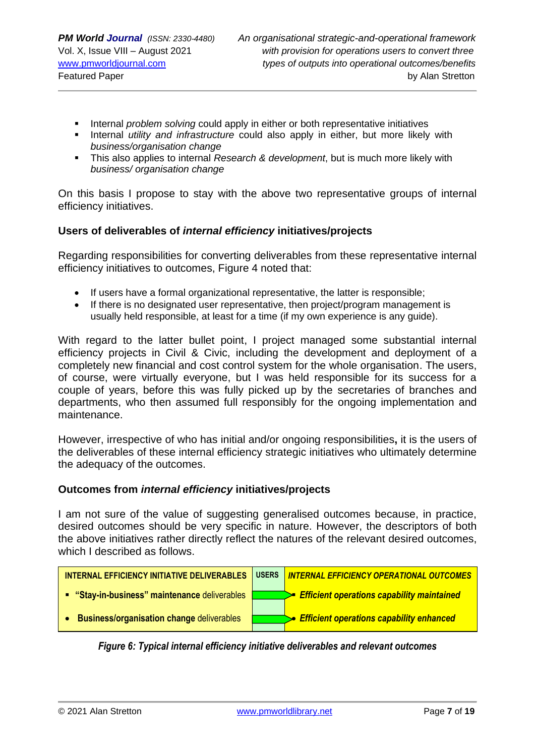- Internal *problem solving* could apply in either or both representative initiatives
- Internal *utility and infrastructure* could also apply in either, but more likely with *business/organisation change*
- This also applies to internal *Research & development*, but is much more likely with *business/ organisation change*

On this basis I propose to stay with the above two representative groups of internal efficiency initiatives.

### Users of deliverables of *internal efficiency* initiatives/projects

Regarding responsibilities for converting deliverables from these representative internal efficiency initiatives to outcomes, Figure 4 noted that:

- If users have a formal organizational representative, the latter is responsible;
- If there is no designated user representative, then project/program management is usually held responsible, at least for a time (if my own experience is any guide).

With regard to the latter bullet point, I project managed some substantial internal efficiency projects in Civil & Civic, including the development and deployment of a completely new financial and cost control system for the whole organisation. The users, of course, were virtually everyone, but I was held responsible for its success for a couple of years, before this was fully picked up by the secretaries of branches and departments, who then assumed full responsibly for the ongoing implementation and maintenance.

However, irrespective of who has initial and/or ongoing responsibilities**,** it is the users of the deliverables of these internal efficiency strategic initiatives who ultimately determine the adequacy of the outcomes.

### Outcomes from *internal efficiency* initiatives/projects

I am not sure of the value of suggesting generalised outcomes because, in practice, desired outcomes should be very specific in nature. However, the descriptors of both the above initiatives rather directly reflect the natures of the relevant desired outcomes, which I described as follows.

| INTERNAL EFFICIENCY INITIATIVE DELIVERABLES | USERS | *INTERNAL EFFICIENCY OPERATIONAL OUTCOMES* |
|---|---|---|
| ▪ **"Stay-in-business" maintenance** deliverables | → | ▪ ***Efficient operations capability maintained*** |
| • **Business/organisation change** deliverables | → | • ***Efficient operations capability enhanced*** |

***Figure 6: Typical internal efficiency initiative deliverables and relevant outcomes***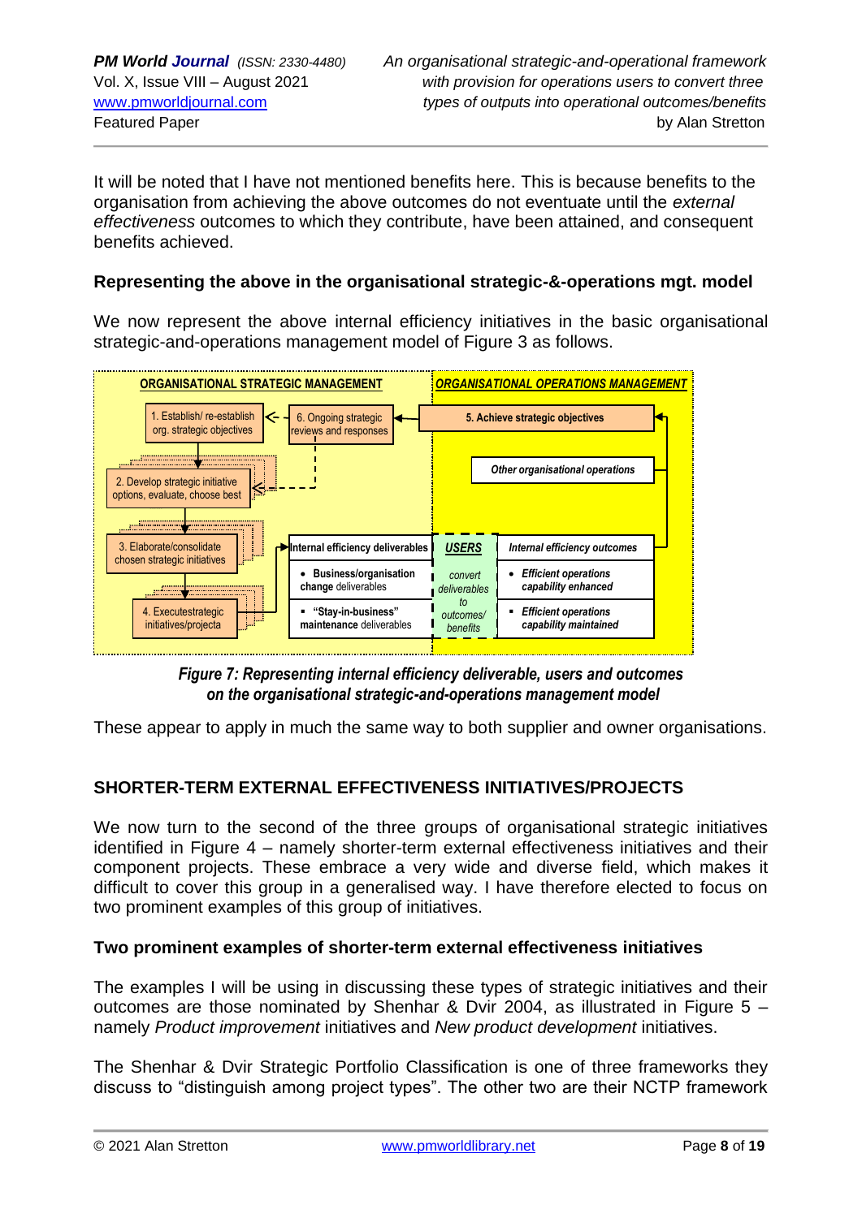It will be noted that I have not mentioned benefits here. This is because benefits to the organisation from achieving the above outcomes do not eventuate until the *external effectiveness* outcomes to which they contribute, have been attained, and consequent benefits achieved.

### Representing the above in the organisational strategic-&-operations mgt. model

We now represent the above internal efficiency initiatives in the basic organisational strategic-and-operations management model of Figure 3 as follows.

ORGANISATIONAL STRATEGIC MANAGEMENT

1. Establish/ re-establish org. strategic objectives
2. Develop strategic initiative options, evaluate, choose best
3. Elaborate/consolidate chosen strategic initiatives
4. Executestrategic initiatives/projecta
6. Ongoing strategic reviews and responses

Internal efficiency deliverables
- Business/organisation change deliverables
- "Stay-in-business" maintenance deliverables

USERS — convert deliverables to outcomes/ benefits

*ORGANISATIONAL OPERATIONS MANAGEMENT*

5. Achieve strategic objectives

*Other organisational operations*

*Internal efficiency outcomes*
- *Efficient operations capability enhanced*
- *Efficient operations capability maintained*

***Figure 7: Representing internal efficiency deliverable, users and outcomes on the organisational strategic-and-operations management model***

These appear to apply in much the same way to both supplier and owner organisations.

## SHORTER-TERM EXTERNAL EFFECTIVENESS INITIATIVES/PROJECTS

We now turn to the second of the three groups of organisational strategic initiatives identified in Figure 4 – namely shorter-term external effectiveness initiatives and their component projects. These embrace a very wide and diverse field, which makes it difficult to cover this group in a generalised way. I have therefore elected to focus on two prominent examples of this group of initiatives.

### Two prominent examples of shorter-term external effectiveness initiatives

The examples I will be using in discussing these types of strategic initiatives and their outcomes are those nominated by Shenhar & Dvir 2004, as illustrated in Figure 5 – namely *Product improvement* initiatives and *New product development* initiatives.

The Shenhar & Dvir Strategic Portfolio Classification is one of three frameworks they discuss to "distinguish among project types". The other two are their NCTP framework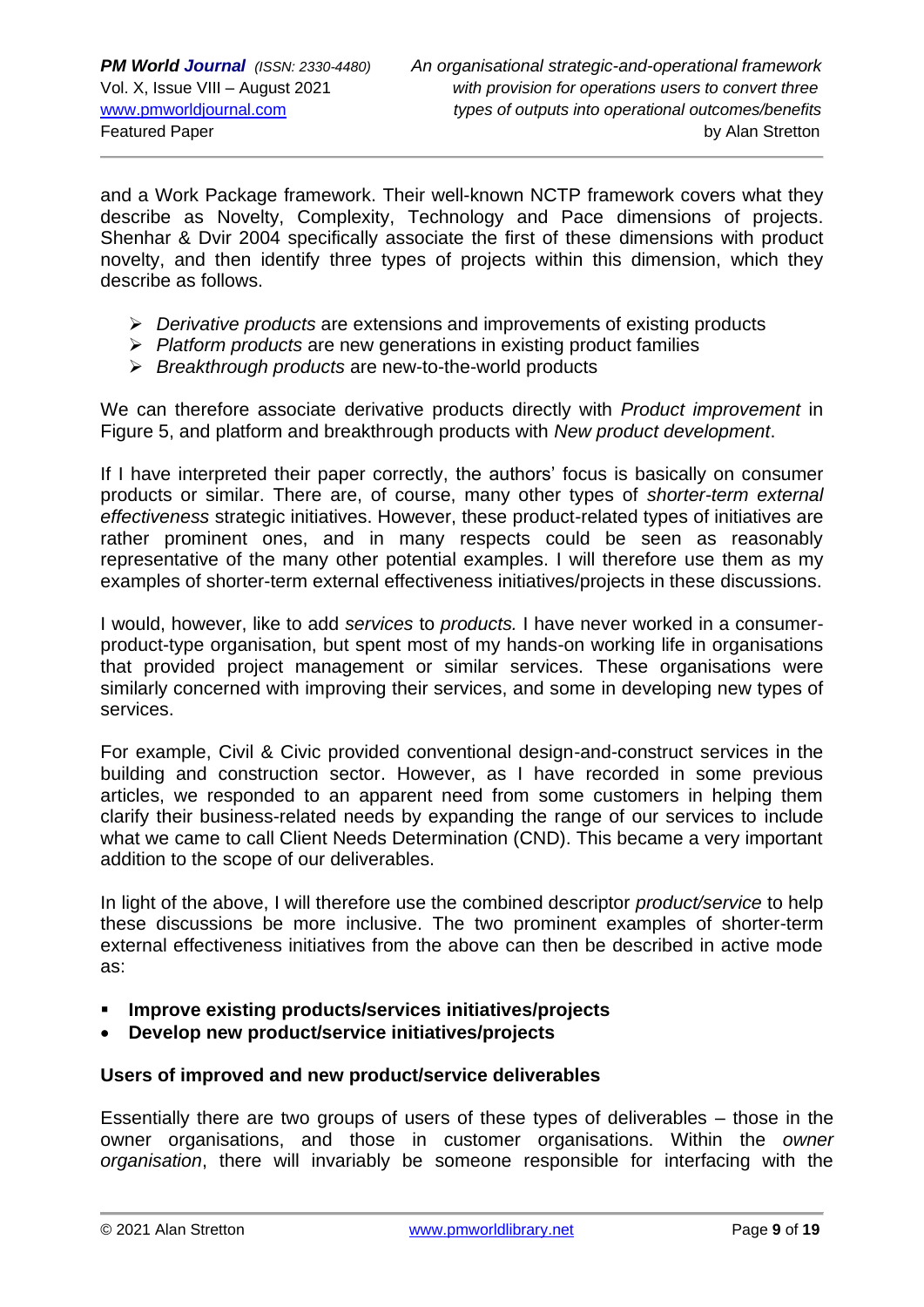and a Work Package framework. Their well-known NCTP framework covers what they describe as Novelty, Complexity, Technology and Pace dimensions of projects. Shenhar & Dvir 2004 specifically associate the first of these dimensions with product novelty, and then identify three types of projects within this dimension, which they describe as follows.

- *Derivative products* are extensions and improvements of existing products
- *Platform products* are new generations in existing product families
- *Breakthrough products* are new-to-the-world products

We can therefore associate derivative products directly with *Product improvement* in Figure 5, and platform and breakthrough products with *New product development*.

If I have interpreted their paper correctly, the authors' focus is basically on consumer products or similar. There are, of course, many other types of *shorter-term external effectiveness* strategic initiatives. However, these product-related types of initiatives are rather prominent ones, and in many respects could be seen as reasonably representative of the many other potential examples. I will therefore use them as my examples of shorter-term external effectiveness initiatives/projects in these discussions.

I would, however, like to add *services* to *products.* I have never worked in a consumer-product-type organisation, but spent most of my hands-on working life in organisations that provided project management or similar services. These organisations were similarly concerned with improving their services, and some in developing new types of services.

For example, Civil & Civic provided conventional design-and-construct services in the building and construction sector. However, as I have recorded in some previous articles, we responded to an apparent need from some customers in helping them clarify their business-related needs by expanding the range of our services to include what we came to call Client Needs Determination (CND). This became a very important addition to the scope of our deliverables.

In light of the above, I will therefore use the combined descriptor *product/service* to help these discussions be more inclusive. The two prominent examples of shorter-term external effectiveness initiatives from the above can then be described in active mode as:

- **Improve existing products/services initiatives/projects**
- **Develop new product/service initiatives/projects**

**Users of improved and new product/service deliverables**

Essentially there are two groups of users of these types of deliverables – those in the owner organisations, and those in customer organisations. Within the *owner organisation*, there will invariably be someone responsible for interfacing with the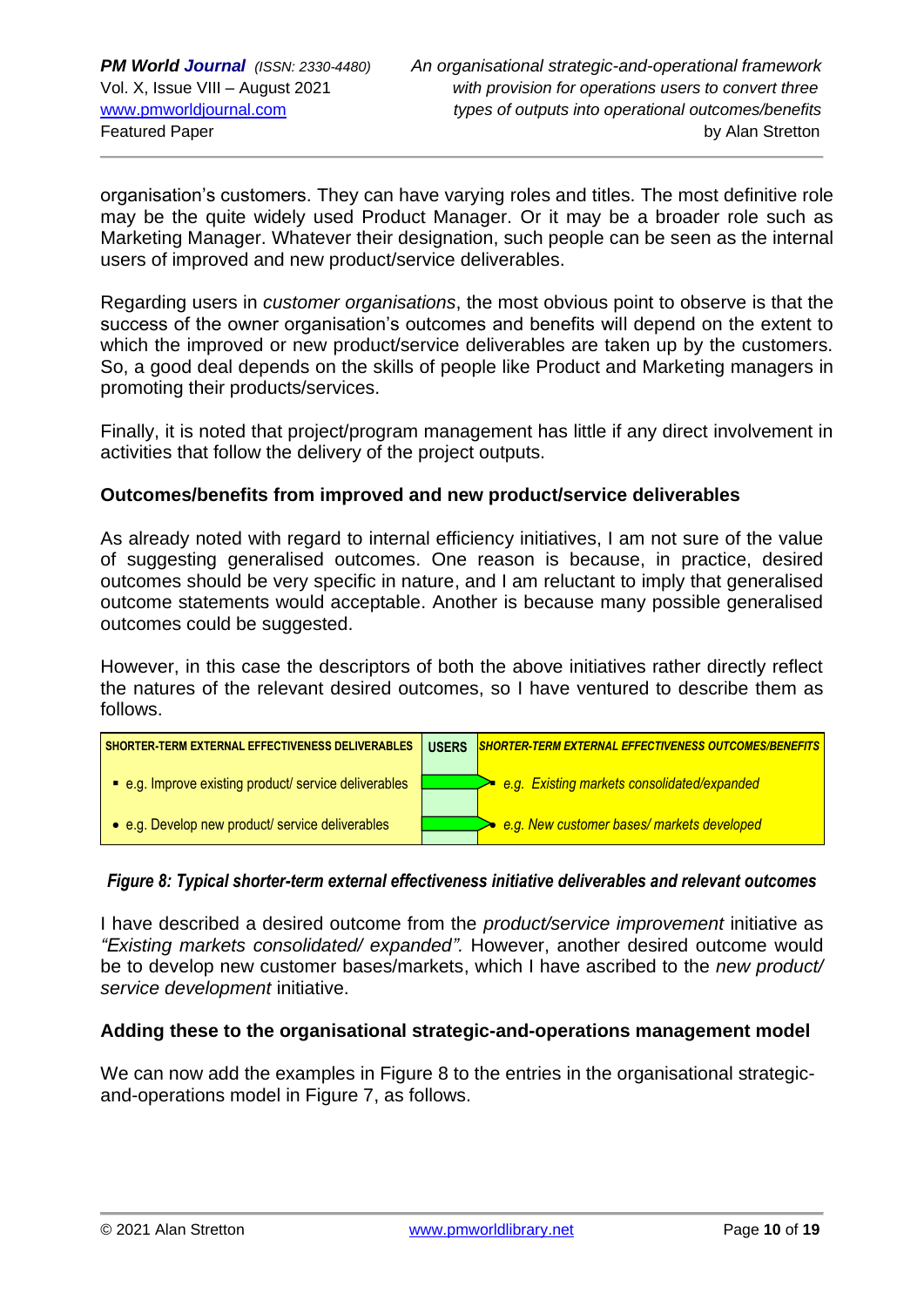organisation's customers. They can have varying roles and titles. The most definitive role may be the quite widely used Product Manager. Or it may be a broader role such as Marketing Manager. Whatever their designation, such people can be seen as the internal users of improved and new product/service deliverables.

Regarding users in *customer organisations*, the most obvious point to observe is that the success of the owner organisation's outcomes and benefits will depend on the extent to which the improved or new product/service deliverables are taken up by the customers. So, a good deal depends on the skills of people like Product and Marketing managers in promoting their products/services.

Finally, it is noted that project/program management has little if any direct involvement in activities that follow the delivery of the project outputs.

**Outcomes/benefits from improved and new product/service deliverables**

As already noted with regard to internal efficiency initiatives, I am not sure of the value of suggesting generalised outcomes. One reason is because, in practice, desired outcomes should be very specific in nature, and I am reluctant to imply that generalised outcome statements would acceptable. Another is because many possible generalised outcomes could be suggested.

However, in this case the descriptors of both the above initiatives rather directly reflect the natures of the relevant desired outcomes, so I have ventured to describe them as follows.

| SHORTER-TERM EXTERNAL EFFECTIVENESS DELIVERABLES | USERS | *SHORTER-TERM EXTERNAL EFFECTIVENESS OUTCOMES/BENEFITS* |
|---|---|---|
| ▪ e.g. Improve existing product/ service deliverables | → | ▪ *e.g. Existing markets consolidated/expanded* |
| • e.g. Develop new product/ service deliverables | → | • *e.g. New customer bases/ markets developed* |

***Figure 8: Typical shorter-term external effectiveness initiative deliverables and relevant outcomes***

I have described a desired outcome from the *product/service improvement* initiative as *"Existing markets consolidated/ expanded"*. However, another desired outcome would be to develop new customer bases/markets, which I have ascribed to the *new product/ service development* initiative.

**Adding these to the organisational strategic-and-operations management model**

We can now add the examples in Figure 8 to the entries in the organisational strategic-and-operations model in Figure 7, as follows.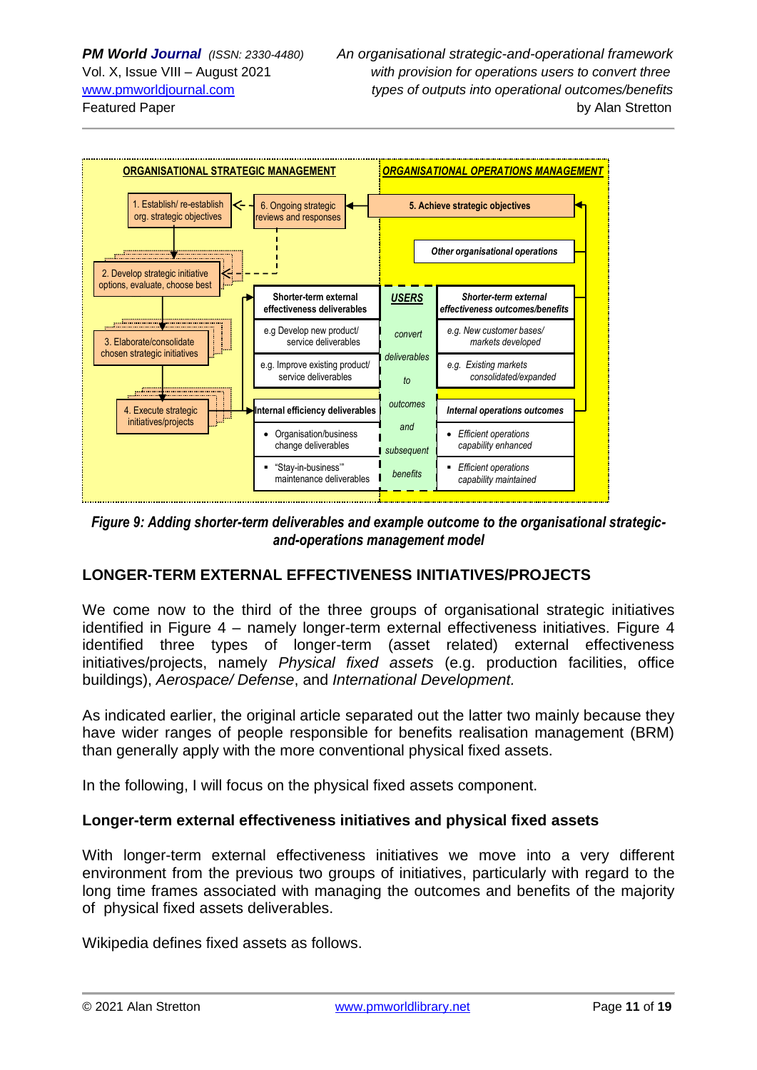**Figure 9: Adding shorter-term deliverables and example outcome to the organisational strategic-and-operations management model**

## LONGER-TERM EXTERNAL EFFECTIVENESS INITIATIVES/PROJECTS

We come now to the third of the three groups of organisational strategic initiatives identified in Figure 4 – namely longer-term external effectiveness initiatives. Figure 4 identified three types of longer-term (asset related) external effectiveness initiatives/projects, namely *Physical fixed assets* (e.g. production facilities, office buildings), *Aerospace/ Defense*, and *International Development.*

As indicated earlier, the original article separated out the latter two mainly because they have wider ranges of people responsible for benefits realisation management (BRM) than generally apply with the more conventional physical fixed assets.

In the following, I will focus on the physical fixed assets component.

### Longer-term external effectiveness initiatives and physical fixed assets

With longer-term external effectiveness initiatives we move into a very different environment from the previous two groups of initiatives, particularly with regard to the long time frames associated with managing the outcomes and benefits of the majority of physical fixed assets deliverables.

Wikipedia defines fixed assets as follows.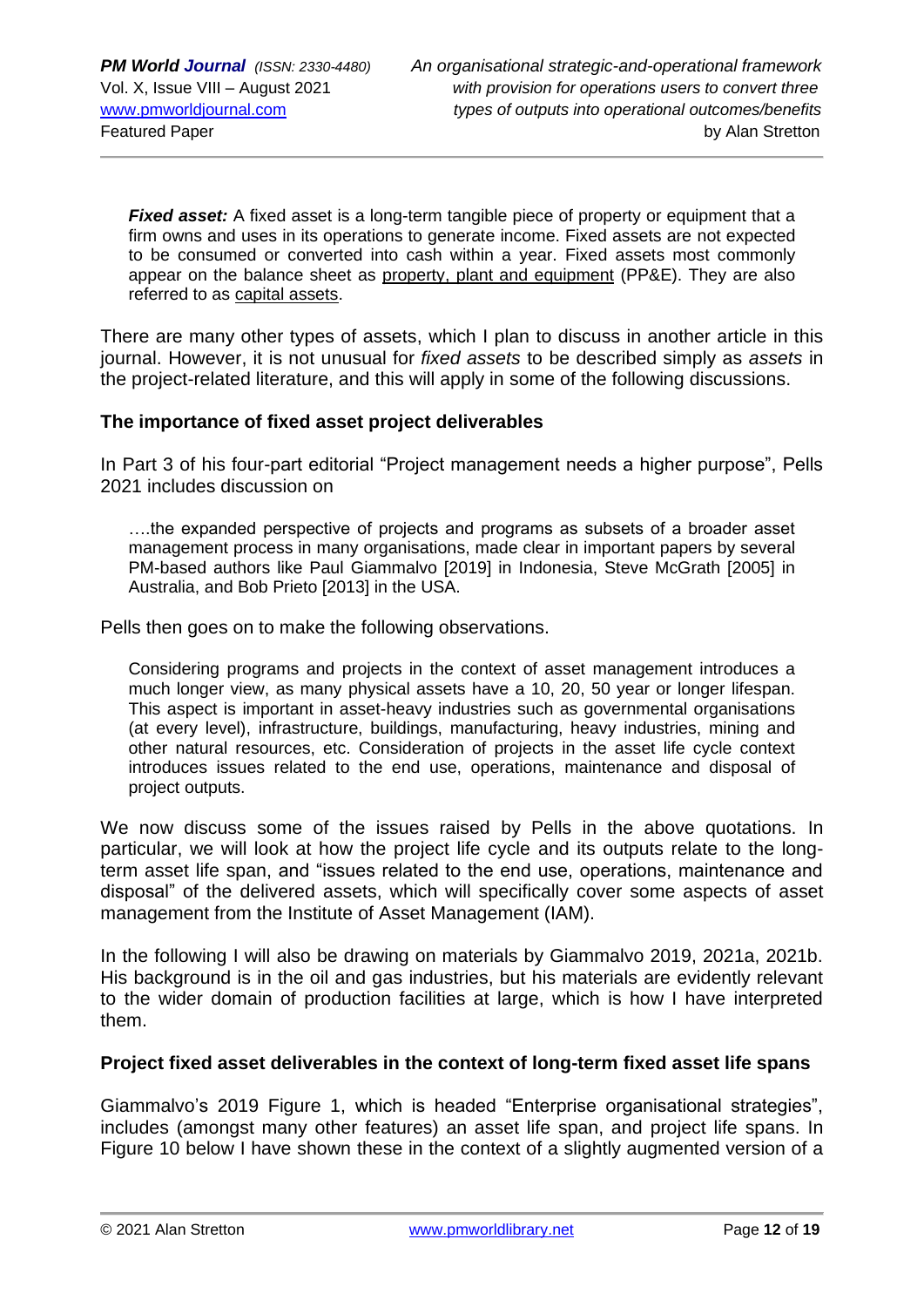***Fixed asset:*** A fixed asset is a long-term tangible piece of property or equipment that a firm owns and uses in its operations to generate income. Fixed assets are not expected to be consumed or converted into cash within a year. Fixed assets most commonly appear on the balance sheet as property, plant and equipment (PP&E). They are also referred to as capital assets.

There are many other types of assets, which I plan to discuss in another article in this journal. However, it is not unusual for *fixed assets* to be described simply as *assets* in the project-related literature, and this will apply in some of the following discussions.

### The importance of fixed asset project deliverables

In Part 3 of his four-part editorial "Project management needs a higher purpose", Pells 2021 includes discussion on

> ….the expanded perspective of projects and programs as subsets of a broader asset management process in many organisations, made clear in important papers by several PM-based authors like Paul Giammalvo [2019] in Indonesia, Steve McGrath [2005] in Australia, and Bob Prieto [2013] in the USA.

Pells then goes on to make the following observations.

> Considering programs and projects in the context of asset management introduces a much longer view, as many physical assets have a 10, 20, 50 year or longer lifespan. This aspect is important in asset-heavy industries such as governmental organisations (at every level), infrastructure, buildings, manufacturing, heavy industries, mining and other natural resources, etc. Consideration of projects in the asset life cycle context introduces issues related to the end use, operations, maintenance and disposal of project outputs.

We now discuss some of the issues raised by Pells in the above quotations. In particular, we will look at how the project life cycle and its outputs relate to the long-term asset life span, and "issues related to the end use, operations, maintenance and disposal" of the delivered assets, which will specifically cover some aspects of asset management from the Institute of Asset Management (IAM).

In the following I will also be drawing on materials by Giammalvo 2019, 2021a, 2021b. His background is in the oil and gas industries, but his materials are evidently relevant to the wider domain of production facilities at large, which is how I have interpreted them.

### Project fixed asset deliverables in the context of long-term fixed asset life spans

Giammalvo's 2019 Figure 1, which is headed "Enterprise organisational strategies", includes (amongst many other features) an asset life span, and project life spans. In Figure 10 below I have shown these in the context of a slightly augmented version of a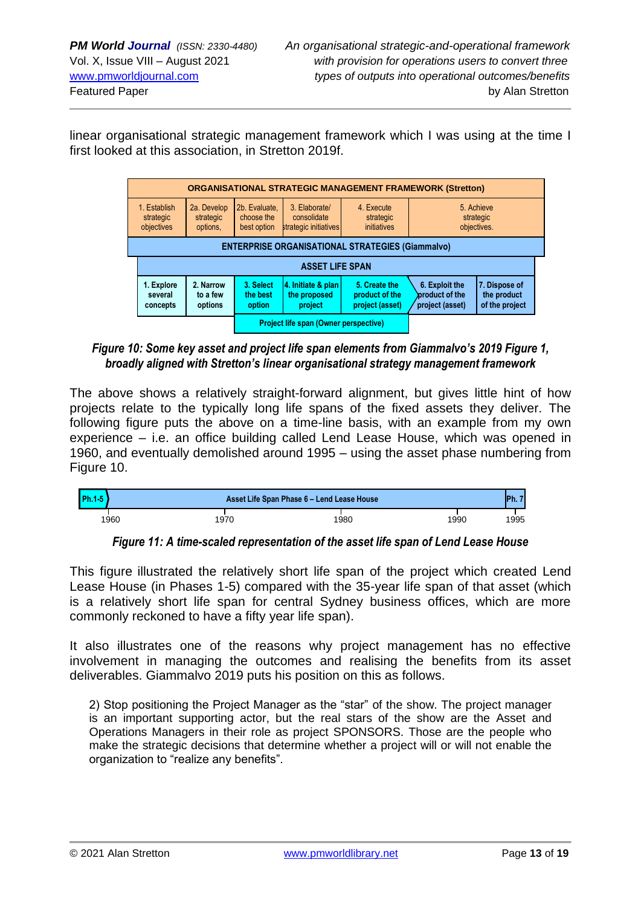linear organisational strategic management framework which I was using at the time I first looked at this association, in Stretton 2019f.

| ORGANISATIONAL STRATEGIC MANAGEMENT FRAMEWORK (Stretton) | | | | | | |
|---|---|---|---|---|---|---|
| 1. Establish strategic objectives | 2a. Develop strategic options, | 2b. Evaluate, choose the best option | 3. Elaborate/ consolidate strategic initiatives | 4. Execute strategic initiatives | 5. Achieve strategic objectives. | |
| ENTERPRISE ORGANISATIONAL STRATEGIES (Giammalvo) | | | | | | |
| ASSET LIFE SPAN | | | | | | |
| 1. Explore several concepts | 2. Narrow to a few options | 3. Select the best option | 4. Initiate & plan the proposed project | 5. Create the product of the project (asset) | 6. Exploit the product of the project (asset) | 7. Dispose of the product of the project |
| | | Project life span (Owner perspective) | | | | |

***Figure 10: Some key asset and project life span elements from Giammalvo's 2019 Figure 1, broadly aligned with Stretton's linear organisational strategy management framework***

The above shows a relatively straight-forward alignment, but gives little hint of how projects relate to the typically long life spans of the fixed assets they deliver. The following figure puts the above on a time-line basis, with an example from my own experience – i.e. an office building called Lend Lease House, which was opened in 1960, and eventually demolished around 1995 – using the asset phase numbering from Figure 10.

| Ph.1-5 | Asset Life Span Phase 6 – Lend Lease House | Ph. 7 |
|---|---|---|
| 1960 | 1970 · 1980 · 1990 | 1995 |

***Figure 11: A time-scaled representation of the asset life span of Lend Lease House***

This figure illustrated the relatively short life span of the project which created Lend Lease House (in Phases 1-5) compared with the 35-year life span of that asset (which is a relatively short life span for central Sydney business offices, which are more commonly reckoned to have a fifty year life span).

It also illustrates one of the reasons why project management has no effective involvement in managing the outcomes and realising the benefits from its asset deliverables. Giammalvo 2019 puts his position on this as follows.

> 2) Stop positioning the Project Manager as the "star" of the show. The project manager is an important supporting actor, but the real stars of the show are the Asset and Operations Managers in their role as project SPONSORS. Those are the people who make the strategic decisions that determine whether a project will or will not enable the organization to "realize any benefits".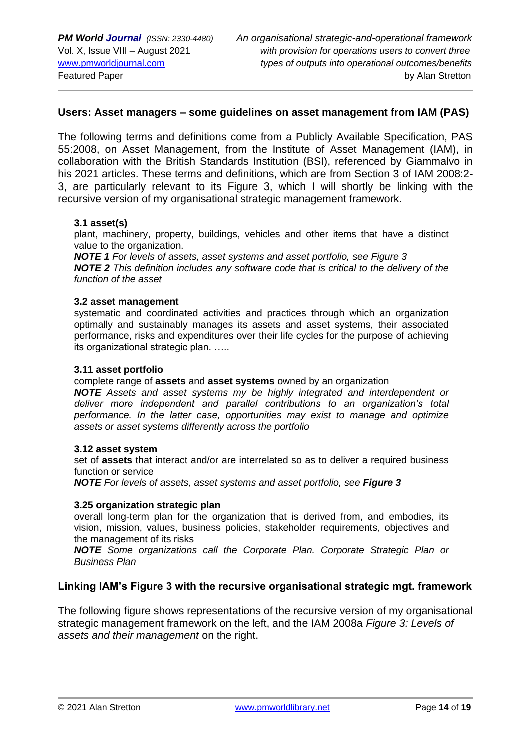### Users: Asset managers – some guidelines on asset management from IAM (PAS)

The following terms and definitions come from a Publicly Available Specification, PAS 55:2008, on Asset Management, from the Institute of Asset Management (IAM), in collaboration with the British Standards Institution (BSI), referenced by Giammalvo in his 2021 articles. These terms and definitions, which are from Section 3 of IAM 2008:2-3, are particularly relevant to its Figure 3, which I will shortly be linking with the recursive version of my organisational strategic management framework.

> **3.1 asset(s)**
> plant, machinery, property, buildings, vehicles and other items that have a distinct value to the organization.
> ***NOTE 1*** *For levels of assets, asset systems and asset portfolio, see Figure 3*
> ***NOTE 2*** *This definition includes any software code that is critical to the delivery of the function of the asset*
>
> **3.2 asset management**
> systematic and coordinated activities and practices through which an organization optimally and sustainably manages its assets and asset systems, their associated performance, risks and expenditures over their life cycles for the purpose of achieving its organizational strategic plan. …..
>
> **3.11 asset portfolio**
> complete range of **assets** and **asset systems** owned by an organization
> ***NOTE*** *Assets and asset systems my be highly integrated and interdependent or deliver more independent and parallel contributions to an organization's total performance. In the latter case, opportunities may exist to manage and optimize assets or asset systems differently across the portfolio*
>
> **3.12 asset system**
> set of **assets** that interact and/or are interrelated so as to deliver a required business function or service
> ***NOTE*** *For levels of assets, asset systems and asset portfolio, see* ***Figure 3***
>
> **3.25 organization strategic plan**
> overall long-term plan for the organization that is derived from, and embodies, its vision, mission, values, business policies, stakeholder requirements, objectives and the management of its risks
> ***NOTE*** *Some organizations call the Corporate Plan. Corporate Strategic Plan or Business Plan*

### Linking IAM's Figure 3 with the recursive organisational strategic mgt. framework

The following figure shows representations of the recursive version of my organisational strategic management framework on the left, and the IAM 2008a *Figure 3: Levels of assets and their management* on the right.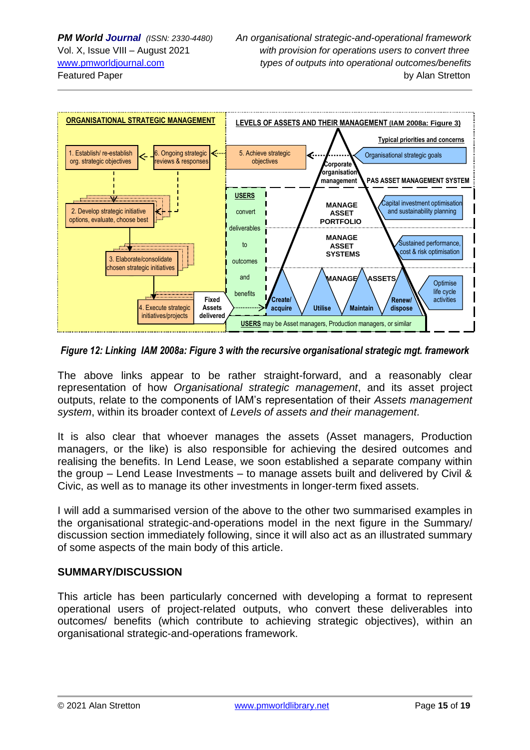**ORGANISATIONAL STRATEGIC MANAGEMENT**

1. Establish/ re-establish org. strategic objectives
2. Develop strategic initiative options, evaluate, choose best
3. Elaborate/consolidate chosen strategic initiatives
4. Execute strategic initiatives/projects
5. Achieve strategic objectives
6. Ongoing strategic reviews & responses

Fixed Assets delivered

**LEVELS OF ASSETS AND THEIR MANAGEMENT (IAM 2008a: Figure 3)**

Typical priorities and concerns

Corporate organisation management — Organisational strategic goals

PAS ASSET MANAGEMENT SYSTEM

USERS convert deliverables to outcomes and benefits

MANAGE ASSET PORTFOLIO — Capital investment optimisation and sustainability planning

MANAGE ASSET SYSTEMS — Sustained performance, cost & risk optimisation

MANAGE ASSETS — Create/ acquire, Utilise, Maintain, Renew/ dispose — Optimise life cycle activities

USERS may be Asset managers, Production managers, or similar

*Figure 12: Linking IAM 2008a: Figure 3 with the recursive organisational strategic mgt. framework*

The above links appear to be rather straight-forward, and a reasonably clear representation of how *Organisational strategic management*, and its asset project outputs, relate to the components of IAM's representation of their *Assets management system*, within its broader context of *Levels of assets and their management.*

It is also clear that whoever manages the assets (Asset managers, Production managers, or the like) is also responsible for achieving the desired outcomes and realising the benefits. In Lend Lease, we soon established a separate company within the group – Lend Lease Investments – to manage assets built and delivered by Civil & Civic, as well as to manage its other investments in longer-term fixed assets.

I will add a summarised version of the above to the other two summarised examples in the organisational strategic-and-operations model in the next figure in the Summary/ discussion section immediately following, since it will also act as an illustrated summary of some aspects of the main body of this article.

## SUMMARY/DISCUSSION

This article has been particularly concerned with developing a format to represent operational users of project-related outputs, who convert these deliverables into outcomes/ benefits (which contribute to achieving strategic objectives), within an organisational strategic-and-operations framework.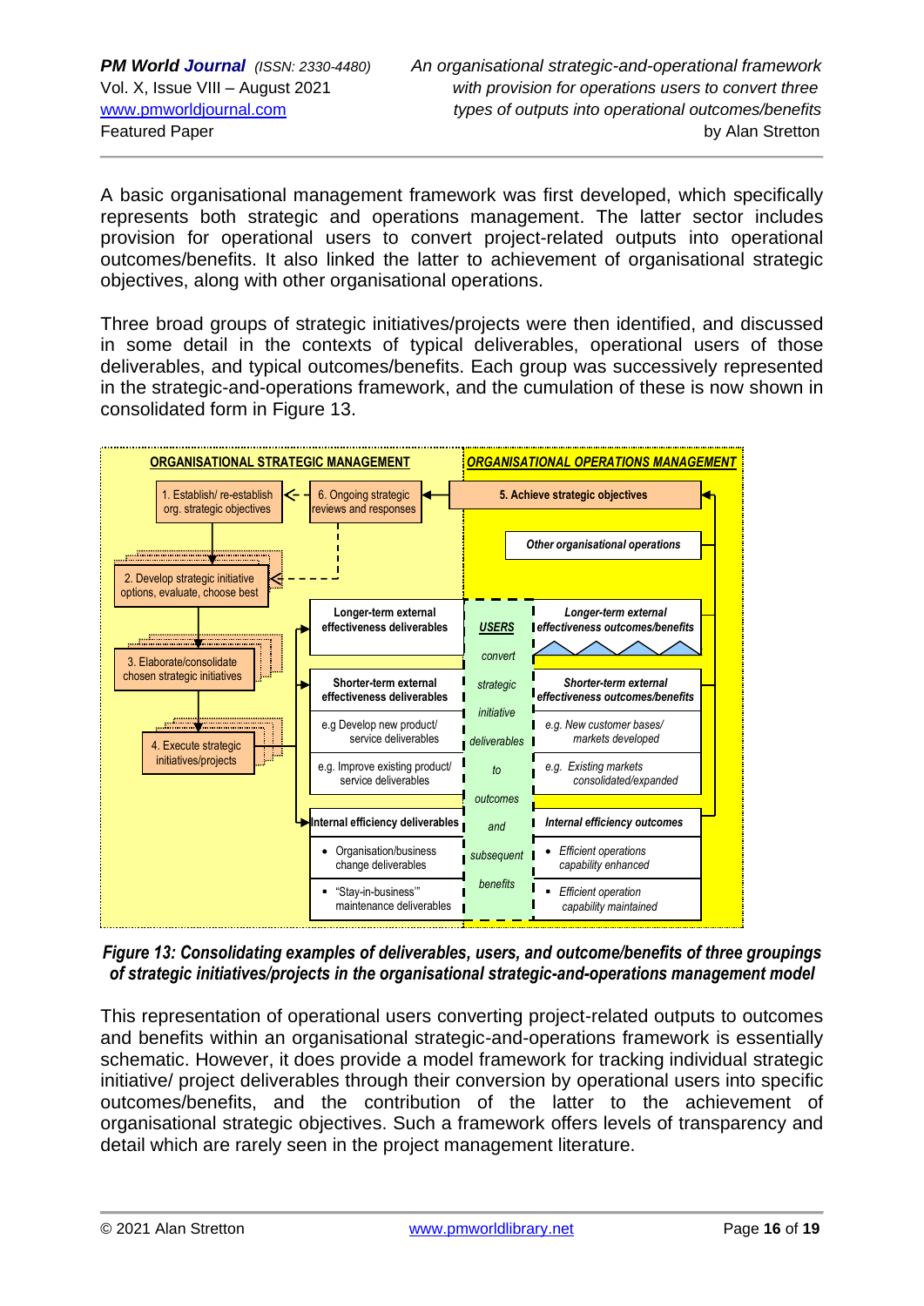A basic organisational management framework was first developed, which specifically represents both strategic and operations management. The latter sector includes provision for operational users to convert project-related outputs into operational outcomes/benefits. It also linked the latter to achievement of organisational strategic objectives, along with other organisational operations.

Three broad groups of strategic initiatives/projects were then identified, and discussed in some detail in the contexts of typical deliverables, operational users of those deliverables, and typical outcomes/benefits. Each group was successively represented in the strategic-and-operations framework, and the cumulation of these is now shown in consolidated form in Figure 13.

**ORGANISATIONAL STRATEGIC MANAGEMENT**

1. Establish/ re-establish org. strategic objectives
2. Develop strategic initiative options, evaluate, choose best
3. Elaborate/consolidate chosen strategic initiatives
4. Execute strategic initiatives/projects
6. Ongoing strategic reviews and responses

***ORGANISATIONAL OPERATIONS MANAGEMENT***

**5. Achieve strategic objectives**

***Other organisational operations***

| Deliverables | *USERS convert strategic initiative deliverables to outcomes and subsequent benefits* | Outcomes/benefits |
|---|---|---|
| **Longer-term external effectiveness deliverables** | | ***Longer-term external effectiveness outcomes/benefits*** |
| **Shorter-term external effectiveness deliverables** | | ***Shorter-term external effectiveness outcomes/benefits*** |
| e.g Develop new product/ service deliverables | | *e.g. New customer bases/ markets developed* |
| e.g. Improve existing product/ service deliverables | | *e.g. Existing markets consolidated/expanded* |
| **Internal efficiency deliverables** | | ***Internal efficiency outcomes*** |
| • Organisation/business change deliverables | | • *Efficient operations capability enhanced* |
| ▪ "Stay-in-business'" maintenance deliverables | | ▪ *Efficient operation capability maintained* |

***Figure 13: Consolidating examples of deliverables, users, and outcome/benefits of three groupings of strategic initiatives/projects in the organisational strategic-and-operations management model***

This representation of operational users converting project-related outputs to outcomes and benefits within an organisational strategic-and-operations framework is essentially schematic. However, it does provide a model framework for tracking individual strategic initiative/ project deliverables through their conversion by operational users into specific outcomes/benefits, and the contribution of the latter to the achievement of organisational strategic objectives. Such a framework offers levels of transparency and detail which are rarely seen in the project management literature.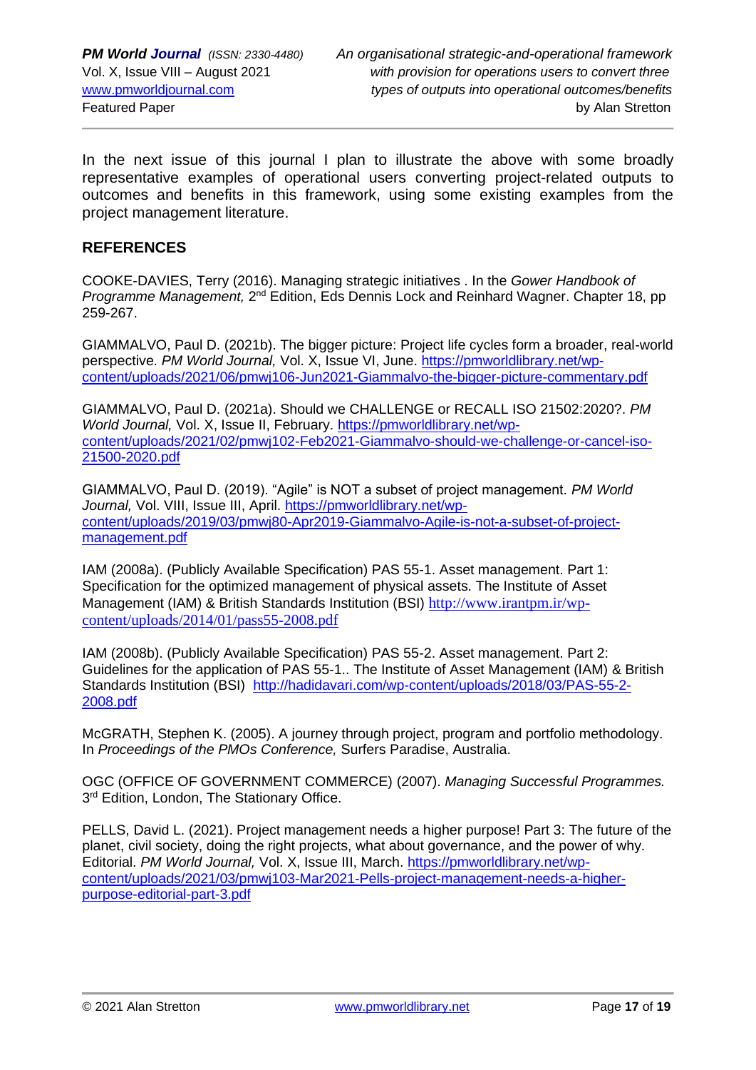In the next issue of this journal I plan to illustrate the above with some broadly representative examples of operational users converting project-related outputs to outcomes and benefits in this framework, using some existing examples from the project management literature.

## REFERENCES

COOKE-DAVIES, Terry (2016). Managing strategic initiatives . In the *Gower Handbook of Programme Management,* 2nd Edition, Eds Dennis Lock and Reinhard Wagner. Chapter 18, pp 259-267.

GIAMMALVO, Paul D. (2021b). The bigger picture: Project life cycles form a broader, real-world perspective. *PM World Journal,* Vol. X, Issue VI, June. https://pmworldlibrary.net/wp-content/uploads/2021/06/pmwj106-Jun2021-Giammalvo-the-bigger-picture-commentary.pdf

GIAMMALVO, Paul D. (2021a). Should we CHALLENGE or RECALL ISO 21502:2020?. *PM World Journal,* Vol. X, Issue II, February. https://pmworldlibrary.net/wp-content/uploads/2021/02/pmwj102-Feb2021-Giammalvo-should-we-challenge-or-cancel-iso-21500-2020.pdf

GIAMMALVO, Paul D. (2019). "Agile" is NOT a subset of project management. *PM World Journal,* Vol. VIII, Issue III, April. https://pmworldlibrary.net/wp-content/uploads/2019/03/pmwj80-Apr2019-Giammalvo-Agile-is-not-a-subset-of-project-management.pdf

IAM (2008a). (Publicly Available Specification) PAS 55-1. Asset management. Part 1: Specification for the optimized management of physical assets. The Institute of Asset Management (IAM) & British Standards Institution (BSI) http://www.irantpm.ir/wp-content/uploads/2014/01/pass55-2008.pdf

IAM (2008b). (Publicly Available Specification) PAS 55-2. Asset management. Part 2: Guidelines for the application of PAS 55-1.. The Institute of Asset Management (IAM) & British Standards Institution (BSI) http://hadidavari.com/wp-content/uploads/2018/03/PAS-55-2-2008.pdf

McGRATH, Stephen K. (2005). A journey through project, program and portfolio methodology. In *Proceedings of the PMOs Conference,* Surfers Paradise, Australia.

OGC (OFFICE OF GOVERNMENT COMMERCE) (2007). *Managing Successful Programmes.* 3rd Edition, London, The Stationary Office.

PELLS, David L. (2021). Project management needs a higher purpose! Part 3: The future of the planet, civil society, doing the right projects, what about governance, and the power of why. Editorial. *PM World Journal,* Vol. X, Issue III, March. https://pmworldlibrary.net/wp-content/uploads/2021/03/pmwj103-Mar2021-Pells-project-management-needs-a-higher-purpose-editorial-part-3.pdf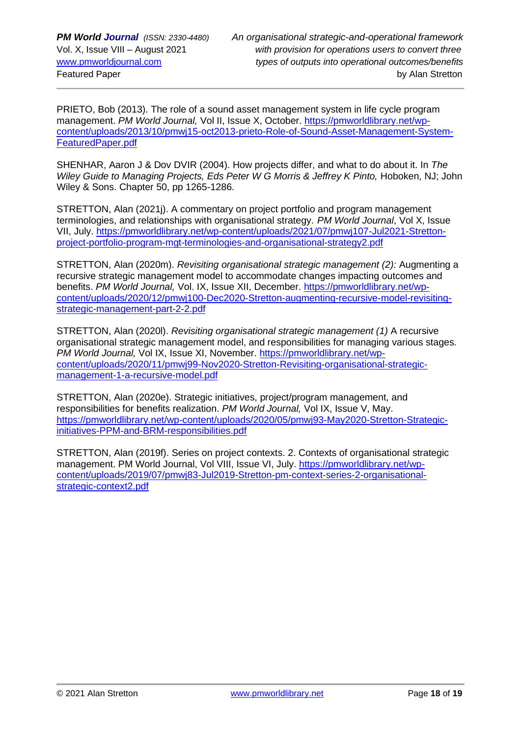PRIETO, Bob (2013). The role of a sound asset management system in life cycle program management. *PM World Journal,* Vol II, Issue X, October. https://pmworldlibrary.net/wp-content/uploads/2013/10/pmwj15-oct2013-prieto-Role-of-Sound-Asset-Management-System-FeaturedPaper.pdf

SHENHAR, Aaron J & Dov DVIR (2004). How projects differ, and what to do about it. In *The Wiley Guide to Managing Projects, Eds Peter W G Morris & Jeffrey K Pinto,* Hoboken, NJ; John Wiley & Sons. Chapter 50, pp 1265-1286.

STRETTON, Alan (2021j). A commentary on project portfolio and program management terminologies, and relationships with organisational strategy. *PM World Journal*, Vol X, Issue VII, July. https://pmworldlibrary.net/wp-content/uploads/2021/07/pmwj107-Jul2021-Stretton-project-portfolio-program-mgt-terminologies-and-organisational-strategy2.pdf

STRETTON, Alan (2020m). *Revisiting organisational strategic management (2):* Augmenting a recursive strategic management model to accommodate changes impacting outcomes and benefits. *PM World Journal,* Vol. IX, Issue XII, December. https://pmworldlibrary.net/wp-content/uploads/2020/12/pmwj100-Dec2020-Stretton-augmenting-recursive-model-revisiting-strategic-management-part-2-2.pdf

STRETTON, Alan (2020l). *Revisiting organisational strategic management (1)* A recursive organisational strategic management model, and responsibilities for managing various stages. *PM World Journal,* Vol IX, Issue XI, November. https://pmworldlibrary.net/wp-content/uploads/2020/11/pmwj99-Nov2020-Stretton-Revisiting-organisational-strategic-management-1-a-recursive-model.pdf

STRETTON, Alan (2020e). Strategic initiatives, project/program management, and responsibilities for benefits realization. *PM World Journal,* Vol IX, Issue V, May. https://pmworldlibrary.net/wp-content/uploads/2020/05/pmwj93-May2020-Stretton-Strategic-initiatives-PPM-and-BRM-responsibilities.pdf

STRETTON, Alan (2019f). Series on project contexts. 2. Contexts of organisational strategic management. PM World Journal, Vol VIII, Issue VI, July. https://pmworldlibrary.net/wp-content/uploads/2019/07/pmwj83-Jul2019-Stretton-pm-context-series-2-organisational-strategic-context2.pdf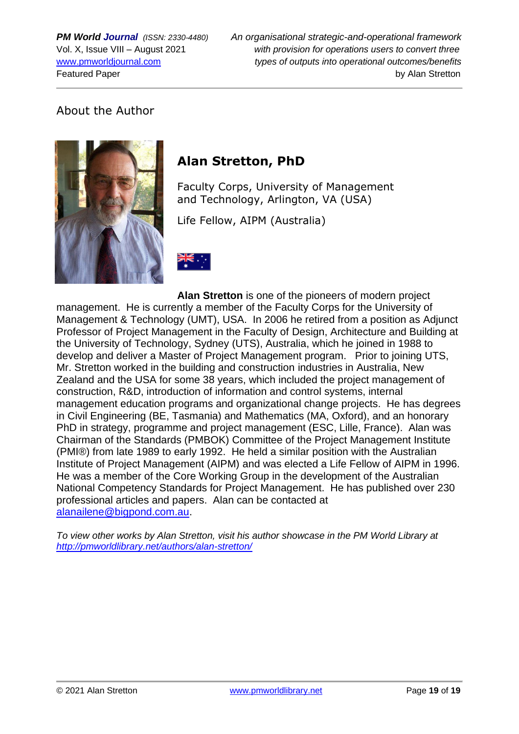## About the Author

### Alan Stretton, PhD

Faculty Corps, University of Management and Technology, Arlington, VA (USA)

Life Fellow, AIPM (Australia)

**Alan Stretton** is one of the pioneers of modern project management. He is currently a member of the Faculty Corps for the University of Management & Technology (UMT), USA. In 2006 he retired from a position as Adjunct Professor of Project Management in the Faculty of Design, Architecture and Building at the University of Technology, Sydney (UTS), Australia, which he joined in 1988 to develop and deliver a Master of Project Management program. Prior to joining UTS, Mr. Stretton worked in the building and construction industries in Australia, New Zealand and the USA for some 38 years, which included the project management of construction, R&D, introduction of information and control systems, internal management education programs and organizational change projects. He has degrees in Civil Engineering (BE, Tasmania) and Mathematics (MA, Oxford), and an honorary PhD in strategy, programme and project management (ESC, Lille, France). Alan was Chairman of the Standards (PMBOK) Committee of the Project Management Institute (PMI®) from late 1989 to early 1992. He held a similar position with the Australian Institute of Project Management (AIPM) and was elected a Life Fellow of AIPM in 1996. He was a member of the Core Working Group in the development of the Australian National Competency Standards for Project Management. He has published over 230 professional articles and papers. Alan can be contacted at alanailene@bigpond.com.au.

*To view other works by Alan Stretton, visit his author showcase in the PM World Library at http://pmworldlibrary.net/authors/alan-stretton/*